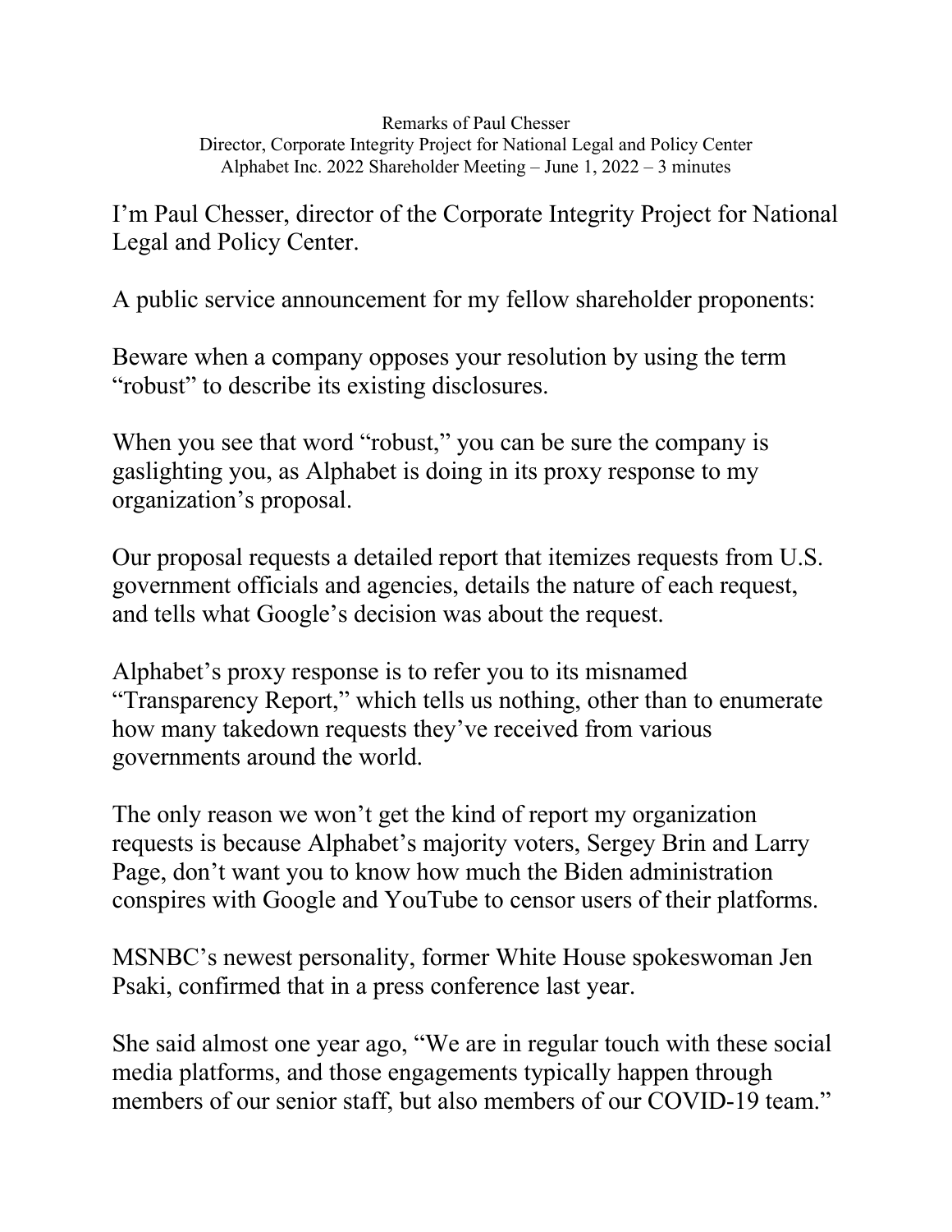Remarks of Paul Chesser
Director, Corporate Integrity Project for National Legal and Policy Center
Alphabet Inc. 2022 Shareholder Meeting – June 1, 2022 – 3 minutes

I'm Paul Chesser, director of the Corporate Integrity Project for National Legal and Policy Center.

A public service announcement for my fellow shareholder proponents:

Beware when a company opposes your resolution by using the term "robust" to describe its existing disclosures.

When you see that word "robust," you can be sure the company is gaslighting you, as Alphabet is doing in its proxy response to my organization's proposal.

Our proposal requests a detailed report that itemizes requests from U.S. government officials and agencies, details the nature of each request, and tells what Google's decision was about the request.

Alphabet's proxy response is to refer you to its misnamed "Transparency Report," which tells us nothing, other than to enumerate how many takedown requests they've received from various governments around the world.

The only reason we won't get the kind of report my organization requests is because Alphabet's majority voters, Sergey Brin and Larry Page, don't want you to know how much the Biden administration conspires with Google and YouTube to censor users of their platforms.

MSNBC's newest personality, former White House spokeswoman Jen Psaki, confirmed that in a press conference last year.

She said almost one year ago, "We are in regular touch with these social media platforms, and those engagements typically happen through members of our senior staff, but also members of our COVID-19 team."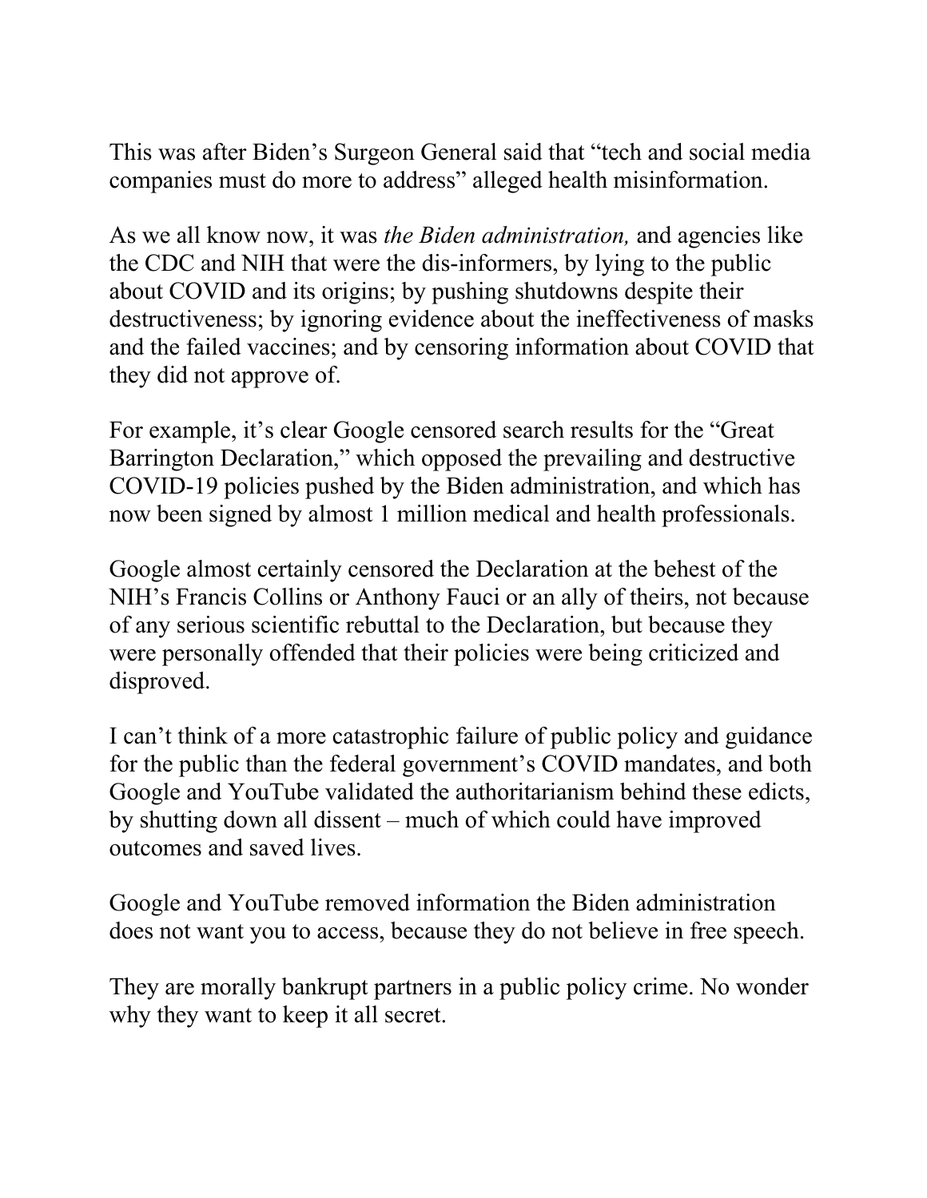This was after Biden's Surgeon General said that "tech and social media companies must do more to address" alleged health misinformation.

As we all know now, it was *the Biden administration,* and agencies like the CDC and NIH that were the dis-informers, by lying to the public about COVID and its origins; by pushing shutdowns despite their destructiveness; by ignoring evidence about the ineffectiveness of masks and the failed vaccines; and by censoring information about COVID that they did not approve of.

For example, it's clear Google censored search results for the "Great Barrington Declaration," which opposed the prevailing and destructive COVID-19 policies pushed by the Biden administration, and which has now been signed by almost 1 million medical and health professionals.

Google almost certainly censored the Declaration at the behest of the NIH's Francis Collins or Anthony Fauci or an ally of theirs, not because of any serious scientific rebuttal to the Declaration, but because they were personally offended that their policies were being criticized and disproved.

I can't think of a more catastrophic failure of public policy and guidance for the public than the federal government's COVID mandates, and both Google and YouTube validated the authoritarianism behind these edicts, by shutting down all dissent – much of which could have improved outcomes and saved lives.

Google and YouTube removed information the Biden administration does not want you to access, because they do not believe in free speech.

They are morally bankrupt partners in a public policy crime. No wonder why they want to keep it all secret.